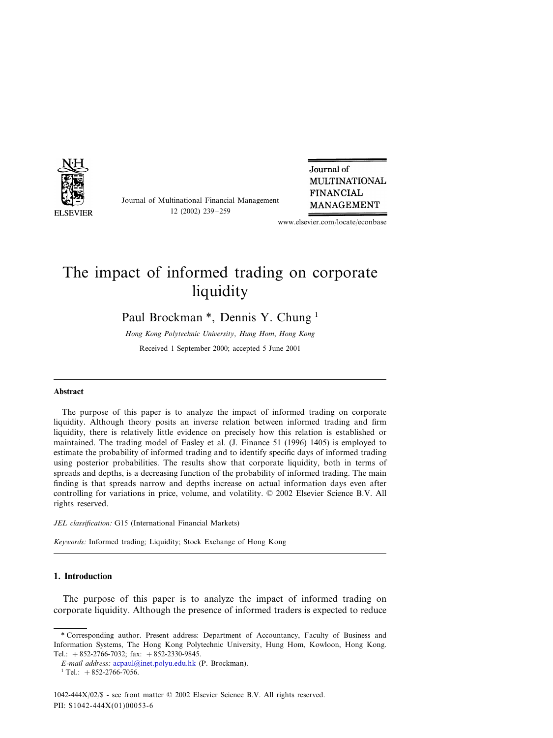# The impact of informed trading on corporate liquidity

Paul Brockman *, Dennis Y. Chung [1]

*Hong Kong Polytechnic University, Hung Hom, Hong Kong*

Received 1 September 2000; accepted 5 June 2001

---

## Abstract

The purpose of this paper is to analyze the impact of informed trading on corporate liquidity. Although theory posits an inverse relation between informed trading and firm liquidity, there is relatively little evidence on precisely how this relation is established or maintained. The trading model of Easley et al. (J. Finance 51 (1996) 1405) is employed to estimate the probability of informed trading and to identify specific days of informed trading using posterior probabilities. The results show that corporate liquidity, both in terms of spreads and depths, is a decreasing function of the probability of informed trading. The main finding is that spreads narrow and depths increase on actual information days even after controlling for variations in price, volume, and volatility. © 2002 Elsevier Science B.V. All rights reserved.

*JEL classification:* G15 (International Financial Markets)

*Keywords:* Informed trading; Liquidity; Stock Exchange of Hong Kong

---

## 1. Introduction

The purpose of this paper is to analyze the impact of informed trading on corporate liquidity. Although the presence of informed traders is expected to reduce

---

* Corresponding author. Present address: Department of Accountancy, Faculty of Business and Information Systems, The Hong Kong Polytechnic University, Hung Hom, Kowloon, Hong Kong. Tel.: +852-2766-7032; fax: +852-2330-9845.

*E-mail address:* acpaul@inet.polyu.edu.hk (P. Brockman).

[1] Tel.: +852-2766-7056.

1042-444X/02/$ - see front matter © 2002 Elsevier Science B.V. All rights reserved.
PII: S1042-444X(01)00053-6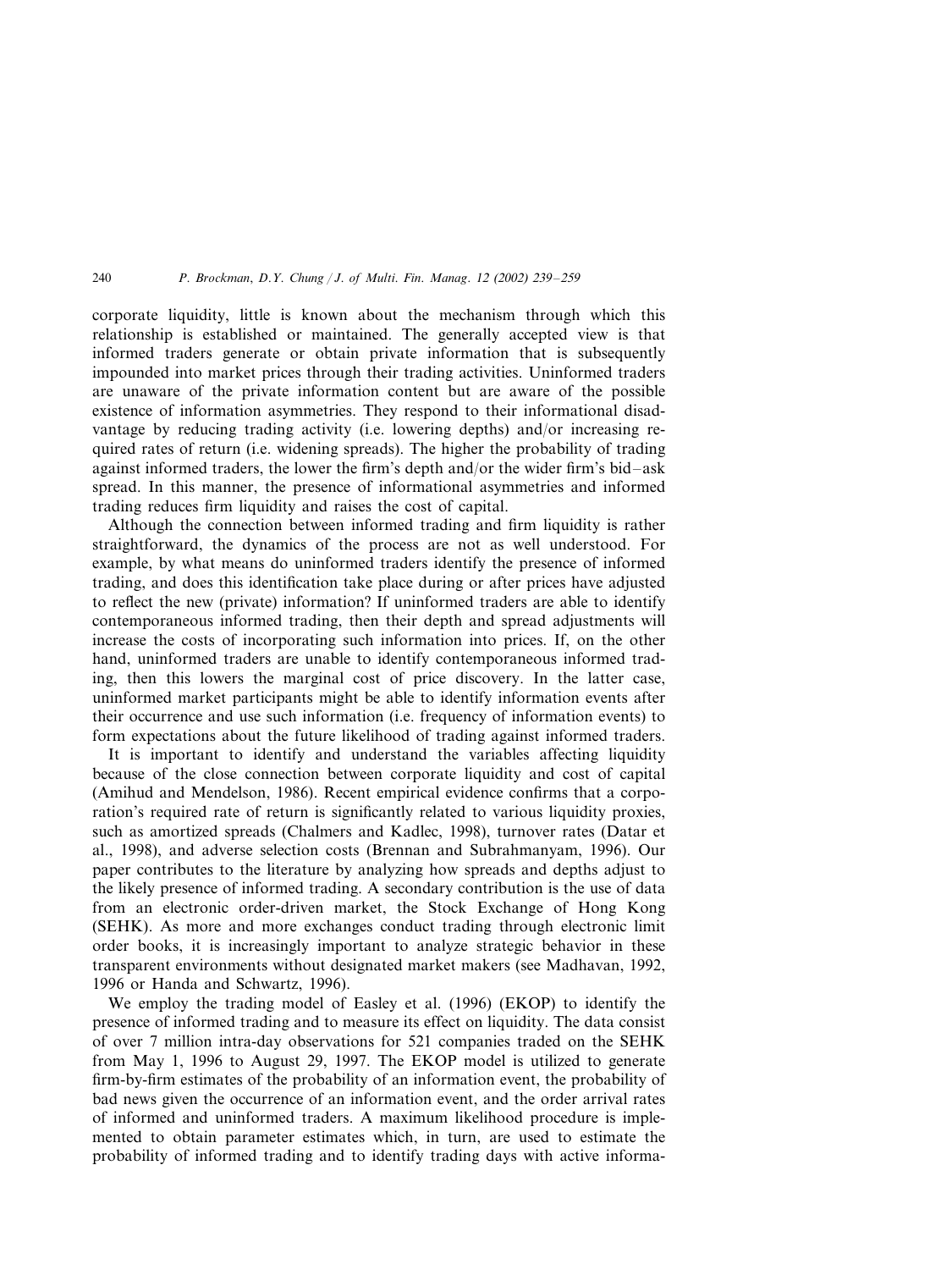corporate liquidity, little is known about the mechanism through which this relationship is established or maintained. The generally accepted view is that informed traders generate or obtain private information that is subsequently impounded into market prices through their trading activities. Uninformed traders are unaware of the private information content but are aware of the possible existence of information asymmetries. They respond to their informational disadvantage by reducing trading activity (i.e. lowering depths) and/or increasing required rates of return (i.e. widening spreads). The higher the probability of trading against informed traders, the lower the firm's depth and/or the wider firm's bid–ask spread. In this manner, the presence of informational asymmetries and informed trading reduces firm liquidity and raises the cost of capital.

Although the connection between informed trading and firm liquidity is rather straightforward, the dynamics of the process are not as well understood. For example, by what means do uninformed traders identify the presence of informed trading, and does this identification take place during or after prices have adjusted to reflect the new (private) information? If uninformed traders are able to identify contemporaneous informed trading, then their depth and spread adjustments will increase the costs of incorporating such information into prices. If, on the other hand, uninformed traders are unable to identify contemporaneous informed trading, then this lowers the marginal cost of price discovery. In the latter case, uninformed market participants might be able to identify information events after their occurrence and use such information (i.e. frequency of information events) to form expectations about the future likelihood of trading against informed traders.

It is important to identify and understand the variables affecting liquidity because of the close connection between corporate liquidity and cost of capital (Amihud and Mendelson, 1986). Recent empirical evidence confirms that a corporation's required rate of return is significantly related to various liquidity proxies, such as amortized spreads (Chalmers and Kadlec, 1998), turnover rates (Datar et al., 1998), and adverse selection costs (Brennan and Subrahmanyam, 1996). Our paper contributes to the literature by analyzing how spreads and depths adjust to the likely presence of informed trading. A secondary contribution is the use of data from an electronic order-driven market, the Stock Exchange of Hong Kong (SEHK). As more and more exchanges conduct trading through electronic limit order books, it is increasingly important to analyze strategic behavior in these transparent environments without designated market makers (see Madhavan, 1992, 1996 or Handa and Schwartz, 1996).

We employ the trading model of Easley et al. (1996) (EKOP) to identify the presence of informed trading and to measure its effect on liquidity. The data consist of over 7 million intra-day observations for 521 companies traded on the SEHK from May 1, 1996 to August 29, 1997. The EKOP model is utilized to generate firm-by-firm estimates of the probability of an information event, the probability of bad news given the occurrence of an information event, and the order arrival rates of informed and uninformed traders. A maximum likelihood procedure is implemented to obtain parameter estimates which, in turn, are used to estimate the probability of informed trading and to identify trading days with active informa-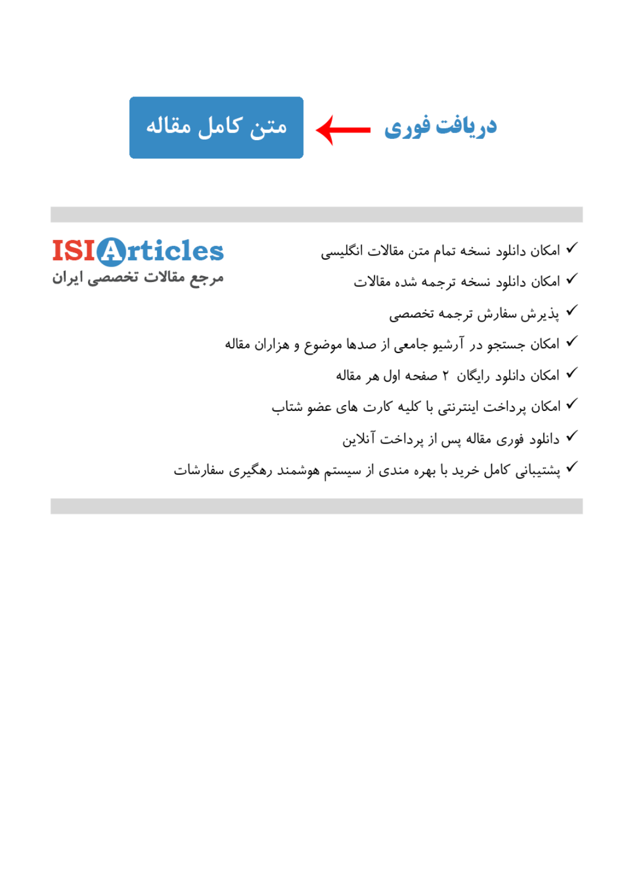دریافت فوری ← متن کامل مقاله

**ISIArticles**
مرجع مقالات تخصصی ایران

- ✓ امکان دانلود نسخه تمام متن مقالات انگلیسی
- ✓ امکان دانلود نسخه ترجمه شده مقالات
- ✓ پذیرش سفارش ترجمه تخصصی
- ✓ امکان جستجو در آرشیو جامعی از صدها موضوع و هزاران مقاله
- ✓ امکان دانلود رایگان ۲ صفحه اول هر مقاله
- ✓ امکان پرداخت اینترنتی با کلیه کارت های عضو شتاب
- ✓ دانلود فوری مقاله پس از پرداخت آنلاین
- ✓ پشتیبانی کامل خرید با بهره مندی از سیستم هوشمند رهگیری سفارشات